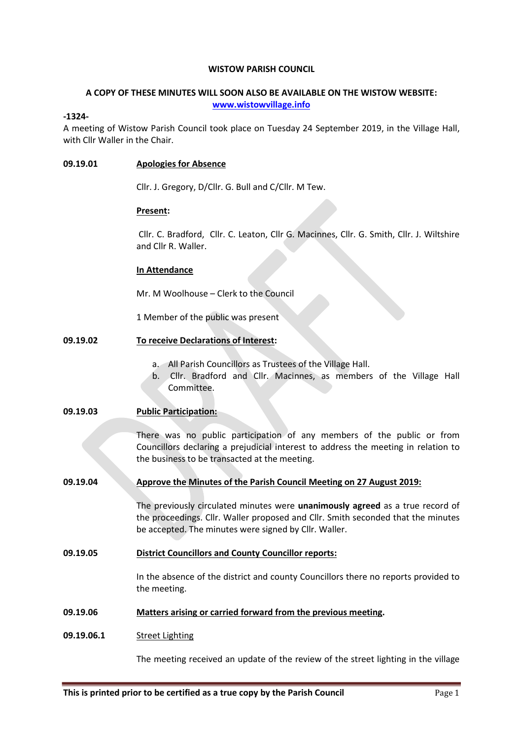**WISTOW PARISH COUNCIL**

**A COPY OF THESE MINUTES WILL SOON ALSO BE AVAILABLE ON THE WISTOW WEBSITE: [www.wistowvillage.info](http://www.wistowvillage.info)**

**-1324-**

A meeting of Wistow Parish Council took place on Tuesday 24 September 2019, in the Village Hall, with Cllr Waller in the Chair.

**09.19.01 Apologies for Absence**

Cllr. J. Gregory, D/Cllr. G. Bull and C/Cllr. M Tew.

**Present:**

Cllr. C. Bradford, Cllr. C. Leaton, Cllr G. Macinnes, Cllr. G. Smith, Cllr. J. Wiltshire and Cllr R. Waller.

**In Attendance**

Mr. M Woolhouse – Clerk to the Council

1 Member of the public was present

**09.19.02 To receive Declarations of Interest:**

a. All Parish Councillors as Trustees of the Village Hall.
b. Cllr. Bradford and Cllr. Macinnes, as members of the Village Hall Committee.

**09.19.03 Public Participation:**

There was no public participation of any members of the public or from Councillors declaring a prejudicial interest to address the meeting in relation to the business to be transacted at the meeting.

**09.19.04 Approve the Minutes of the Parish Council Meeting on 27 August 2019:**

The previously circulated minutes were **unanimously agreed** as a true record of the proceedings. Cllr. Waller proposed and Cllr. Smith seconded that the minutes be accepted. The minutes were signed by Cllr. Waller.

**09.19.05 District Councillors and County Councillor reports:**

In the absence of the district and county Councillors there no reports provided to the meeting.

**09.19.06 Matters arising or carried forward from the previous meeting.**

**09.19.06.1** Street Lighting

The meeting received an update of the review of the street lighting in the village

**This is printed prior to be certified as a true copy by the Parish Council**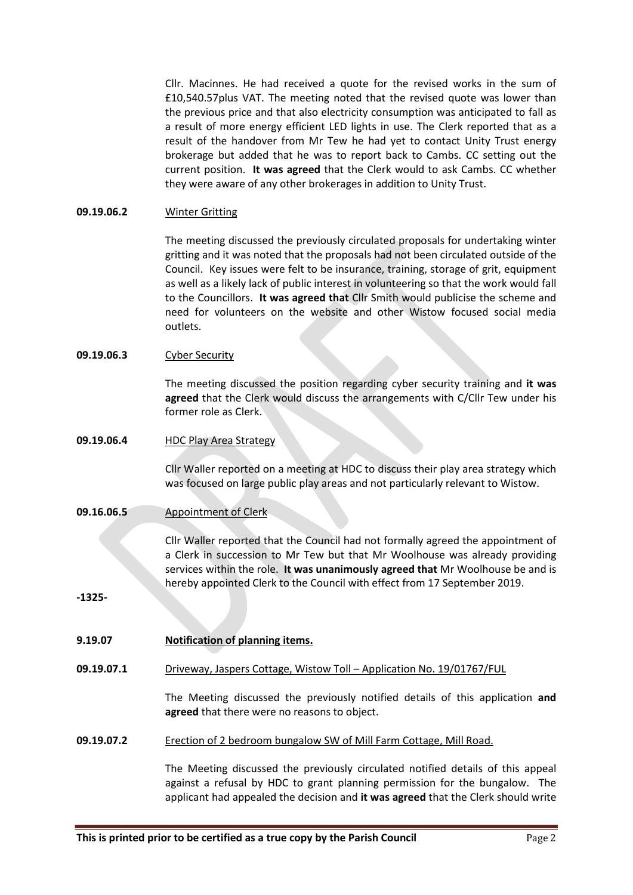Cllr. Macinnes. He had received a quote for the revised works in the sum of £10,540.57plus VAT. The meeting noted that the revised quote was lower than the previous price and that also electricity consumption was anticipated to fall as a result of more energy efficient LED lights in use. The Clerk reported that as a result of the handover from Mr Tew he had yet to contact Unity Trust energy brokerage but added that he was to report back to Cambs. CC setting out the current position. **It was agreed** that the Clerk would to ask Cambs. CC whether they were aware of any other brokerages in addition to Unity Trust.

**09.19.06.2** Winter Gritting

The meeting discussed the previously circulated proposals for undertaking winter gritting and it was noted that the proposals had not been circulated outside of the Council. Key issues were felt to be insurance, training, storage of grit, equipment as well as a likely lack of public interest in volunteering so that the work would fall to the Councillors. **It was agreed that** Cllr Smith would publicise the scheme and need for volunteers on the website and other Wistow focused social media outlets.

**09.19.06.3** Cyber Security

The meeting discussed the position regarding cyber security training and **it was agreed** that the Clerk would discuss the arrangements with C/Cllr Tew under his former role as Clerk.

**09.19.06.4** HDC Play Area Strategy

Cllr Waller reported on a meeting at HDC to discuss their play area strategy which was focused on large public play areas and not particularly relevant to Wistow.

**09.16.06.5** Appointment of Clerk

Cllr Waller reported that the Council had not formally agreed the appointment of a Clerk in succession to Mr Tew but that Mr Woolhouse was already providing services within the role. **It was unanimously agreed that** Mr Woolhouse be and is hereby appointed Clerk to the Council with effect from 17 September 2019.

-1325-

**9.19.07** **Notification of planning items.**

**09.19.07.1** Driveway, Jaspers Cottage, Wistow Toll – Application No. 19/01767/FUL

The Meeting discussed the previously notified details of this application **and agreed** that there were no reasons to object.

**09.19.07.2** Erection of 2 bedroom bungalow SW of Mill Farm Cottage, Mill Road.

The Meeting discussed the previously circulated notified details of this appeal against a refusal by HDC to grant planning permission for the bungalow. The applicant had appealed the decision and **it was agreed** that the Clerk should write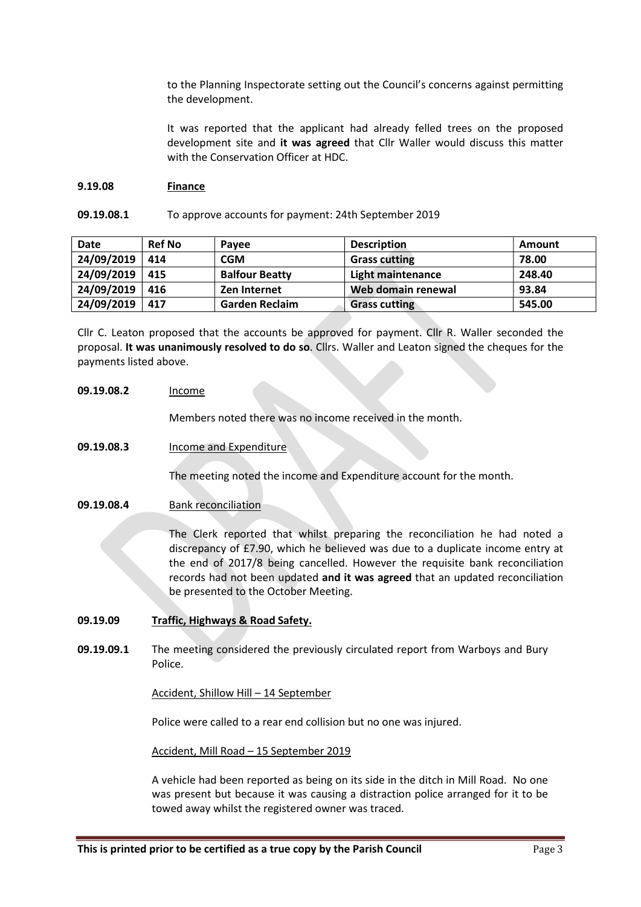to the Planning Inspectorate setting out the Council's concerns against permitting the development.

It was reported that the applicant had already felled trees on the proposed development site and **it was agreed** that Cllr Waller would discuss this matter with the Conservation Officer at HDC.

**9.19.08 Finance**

**09.19.08.1** To approve accounts for payment: 24th September 2019

| Date | Ref No | Payee | Description | Amount |
|---|---|---|---|---|
| 24/09/2019 | 414 | CGM | Grass cutting | 78.00 |
| 24/09/2019 | 415 | Balfour Beatty | Light maintenance | 248.40 |
| 24/09/2019 | 416 | Zen Internet | Web domain renewal | 93.84 |
| 24/09/2019 | 417 | Garden Reclaim | Grass cutting | 545.00 |

Cllr C. Leaton proposed that the accounts be approved for payment. Cllr R. Waller seconded the proposal. **It was unanimously resolved to do so**. Cllrs. Waller and Leaton signed the cheques for the payments listed above.

**09.19.08.2** Income

Members noted there was no income received in the month.

**09.19.08.3** Income and Expenditure

The meeting noted the income and Expenditure account for the month.

**09.19.08.4** Bank reconciliation

The Clerk reported that whilst preparing the reconciliation he had noted a discrepancy of £7.90, which he believed was due to a duplicate income entry at the end of 2017/8 being cancelled. However the requisite bank reconciliation records had not been updated **and it was agreed** that an updated reconciliation be presented to the October Meeting.

**09.19.09 Traffic, Highways & Road Safety.**

**09.19.09.1** The meeting considered the previously circulated report from Warboys and Bury Police.

Accident, Shillow Hill – 14 September

Police were called to a rear end collision but no one was injured.

Accident, Mill Road – 15 September 2019

A vehicle had been reported as being on its side in the ditch in Mill Road. No one was present but because it was causing a distraction police arranged for it to be towed away whilst the registered owner was traced.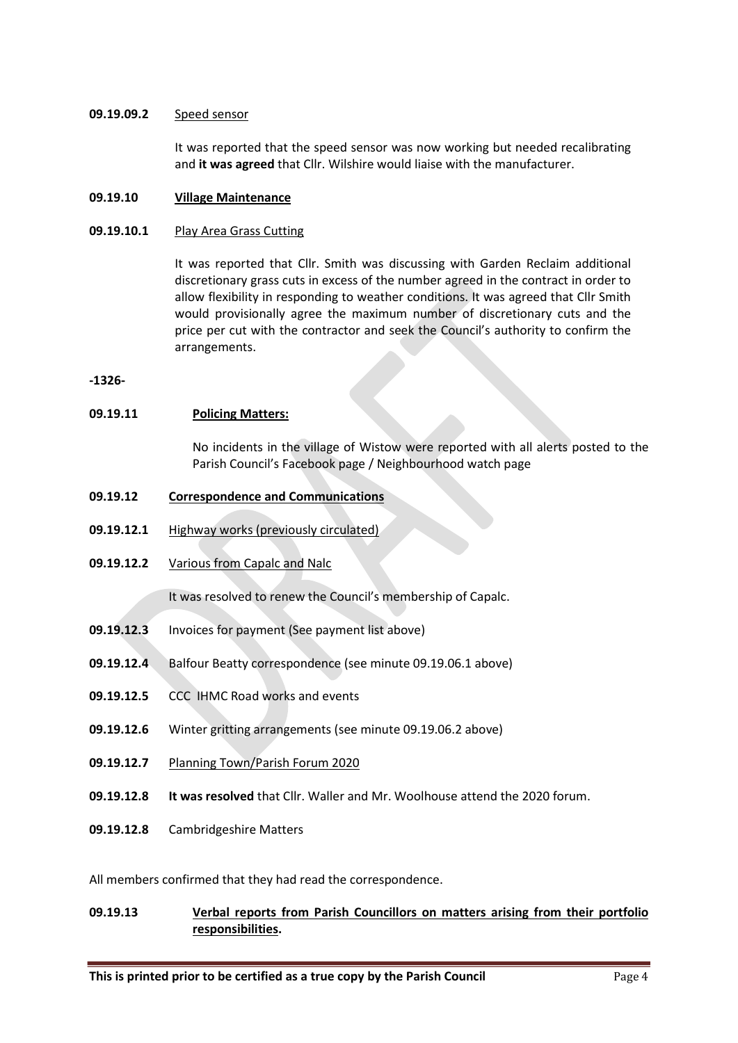**09.19.09.2** Speed sensor

It was reported that the speed sensor was now working but needed recalibrating and **it was agreed** that Cllr. Wilshire would liaise with the manufacturer.

**09.19.10 Village Maintenance**

**09.19.10.1** Play Area Grass Cutting

It was reported that Cllr. Smith was discussing with Garden Reclaim additional discretionary grass cuts in excess of the number agreed in the contract in order to allow flexibility in responding to weather conditions. It was agreed that Cllr Smith would provisionally agree the maximum number of discretionary cuts and the price per cut with the contractor and seek the Council's authority to confirm the arrangements.

**-1326-**

**09.19.11 Policing Matters:**

No incidents in the village of Wistow were reported with all alerts posted to the Parish Council's Facebook page / Neighbourhood watch page

**09.19.12 Correspondence and Communications**

**09.19.12.1** Highway works (previously circulated)

**09.19.12.2** Various from Capalc and Nalc

It was resolved to renew the Council's membership of Capalc.

**09.19.12.3** Invoices for payment (See payment list above)

**09.19.12.4** Balfour Beatty correspondence (see minute 09.19.06.1 above)

**09.19.12.5** CCC IHMC Road works and events

**09.19.12.6** Winter gritting arrangements (see minute 09.19.06.2 above)

**09.19.12.7** Planning Town/Parish Forum 2020

**09.19.12.8** **It was resolved** that Cllr. Waller and Mr. Woolhouse attend the 2020 forum.

**09.19.12.8** Cambridgeshire Matters

All members confirmed that they had read the correspondence.

**09.19.13 Verbal reports from Parish Councillors on matters arising from their portfolio responsibilities.**

**This is printed prior to be certified as a true copy by the Parish Council**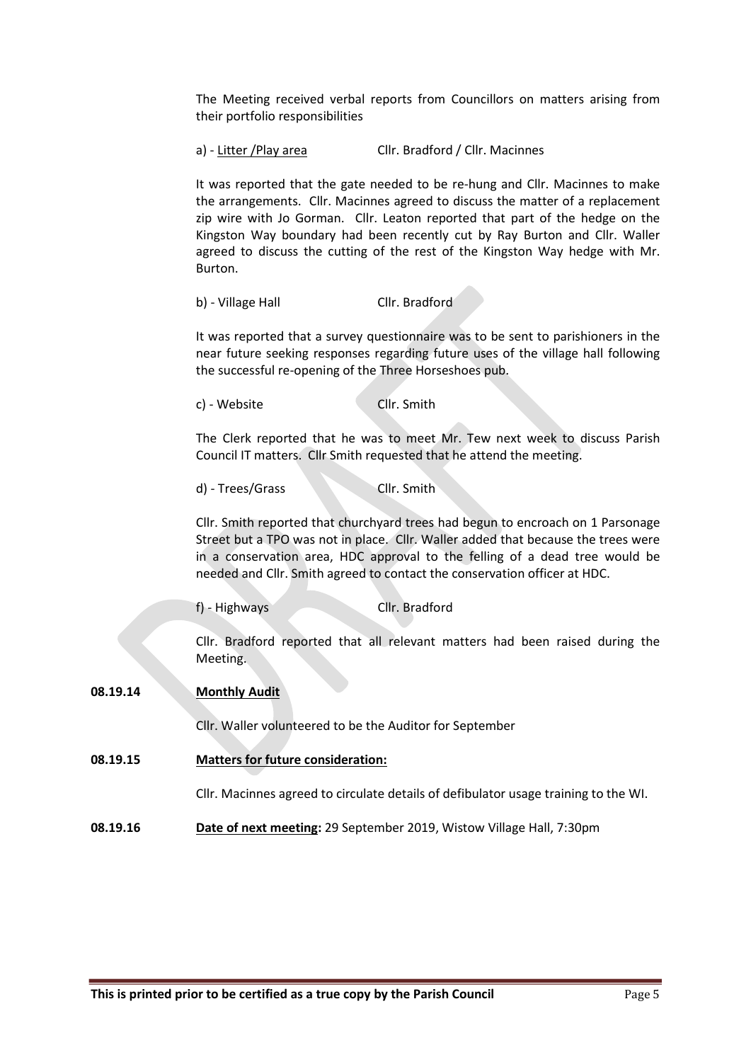The Meeting received verbal reports from Councillors on matters arising from their portfolio responsibilities

a) - Litter /Play area Cllr. Bradford / Cllr. Macinnes

It was reported that the gate needed to be re-hung and Cllr. Macinnes to make the arrangements. Cllr. Macinnes agreed to discuss the matter of a replacement zip wire with Jo Gorman. Cllr. Leaton reported that part of the hedge on the Kingston Way boundary had been recently cut by Ray Burton and Cllr. Waller agreed to discuss the cutting of the rest of the Kingston Way hedge with Mr. Burton.

b) - Village Hall Cllr. Bradford

It was reported that a survey questionnaire was to be sent to parishioners in the near future seeking responses regarding future uses of the village hall following the successful re-opening of the Three Horseshoes pub.

c) - Website Cllr. Smith

The Clerk reported that he was to meet Mr. Tew next week to discuss Parish Council IT matters. Cllr Smith requested that he attend the meeting.

d) - Trees/Grass Cllr. Smith

Cllr. Smith reported that churchyard trees had begun to encroach on 1 Parsonage Street but a TPO was not in place. Cllr. Waller added that because the trees were in a conservation area, HDC approval to the felling of a dead tree would be needed and Cllr. Smith agreed to contact the conservation officer at HDC.

f) - Highways Cllr. Bradford

Cllr. Bradford reported that all relevant matters had been raised during the Meeting.

**08.19.14 Monthly Audit**

Cllr. Waller volunteered to be the Auditor for September

**08.19.15 Matters for future consideration:**

Cllr. Macinnes agreed to circulate details of defibulator usage training to the WI.

**08.19.16 Date of next meeting:** 29 September 2019, Wistow Village Hall, 7:30pm